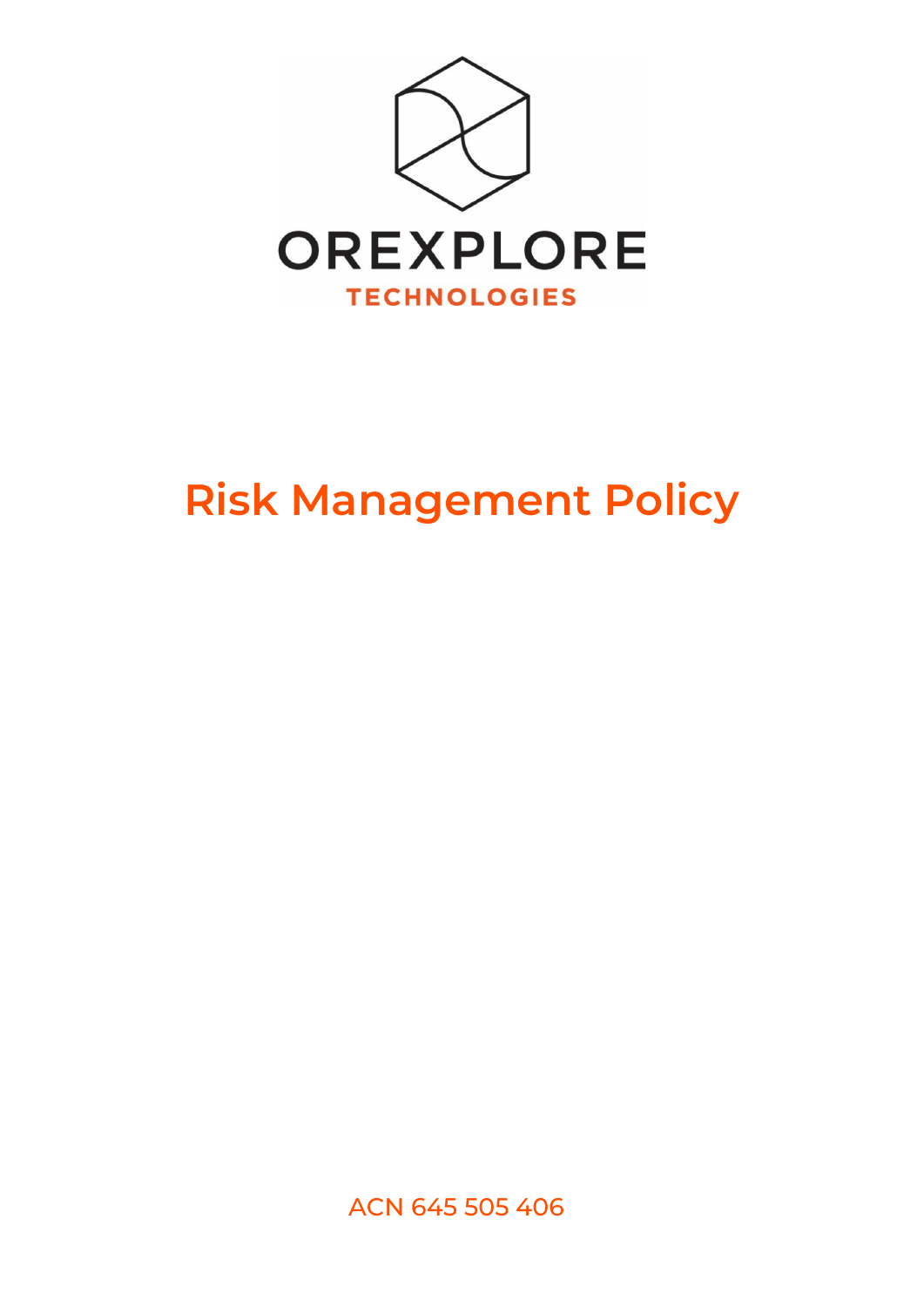OREXPLORE

TECHNOLOGIES

# Risk Management Policy

ACN 645 505 406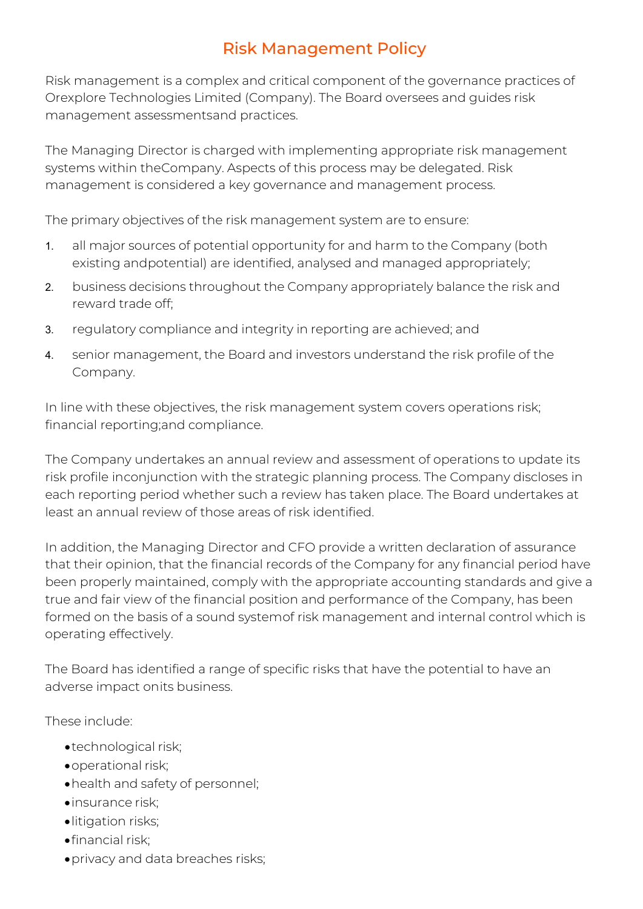# Risk Management Policy

Risk management is a complex and critical component of the governance practices of Orexplore Technologies Limited (Company). The Board oversees and guides risk management assessmentsand practices.

The Managing Director is charged with implementing appropriate risk management systems within theCompany. Aspects of this process may be delegated. Risk management is considered a key governance and management process.

The primary objectives of the risk management system are to ensure:

1. all major sources of potential opportunity for and harm to the Company (both existing andpotential) are identified, analysed and managed appropriately;
2. business decisions throughout the Company appropriately balance the risk and reward trade off;
3. regulatory compliance and integrity in reporting are achieved; and
4. senior management, the Board and investors understand the risk profile of the Company.

In line with these objectives, the risk management system covers operations risk; financial reporting;and compliance.

The Company undertakes an annual review and assessment of operations to update its risk profile inconjunction with the strategic planning process. The Company discloses in each reporting period whether such a review has taken place. The Board undertakes at least an annual review of those areas of risk identified.

In addition, the Managing Director and CFO provide a written declaration of assurance that their opinion, that the financial records of the Company for any financial period have been properly maintained, comply with the appropriate accounting standards and give a true and fair view of the financial position and performance of the Company, has been formed on the basis of a sound systemof risk management and internal control which is operating effectively.

The Board has identified a range of specific risks that have the potential to have an adverse impact onits business.

These include:

- technological risk;
- operational risk;
- health and safety of personnel;
- insurance risk;
- litigation risks;
- financial risk;
- privacy and data breaches risks;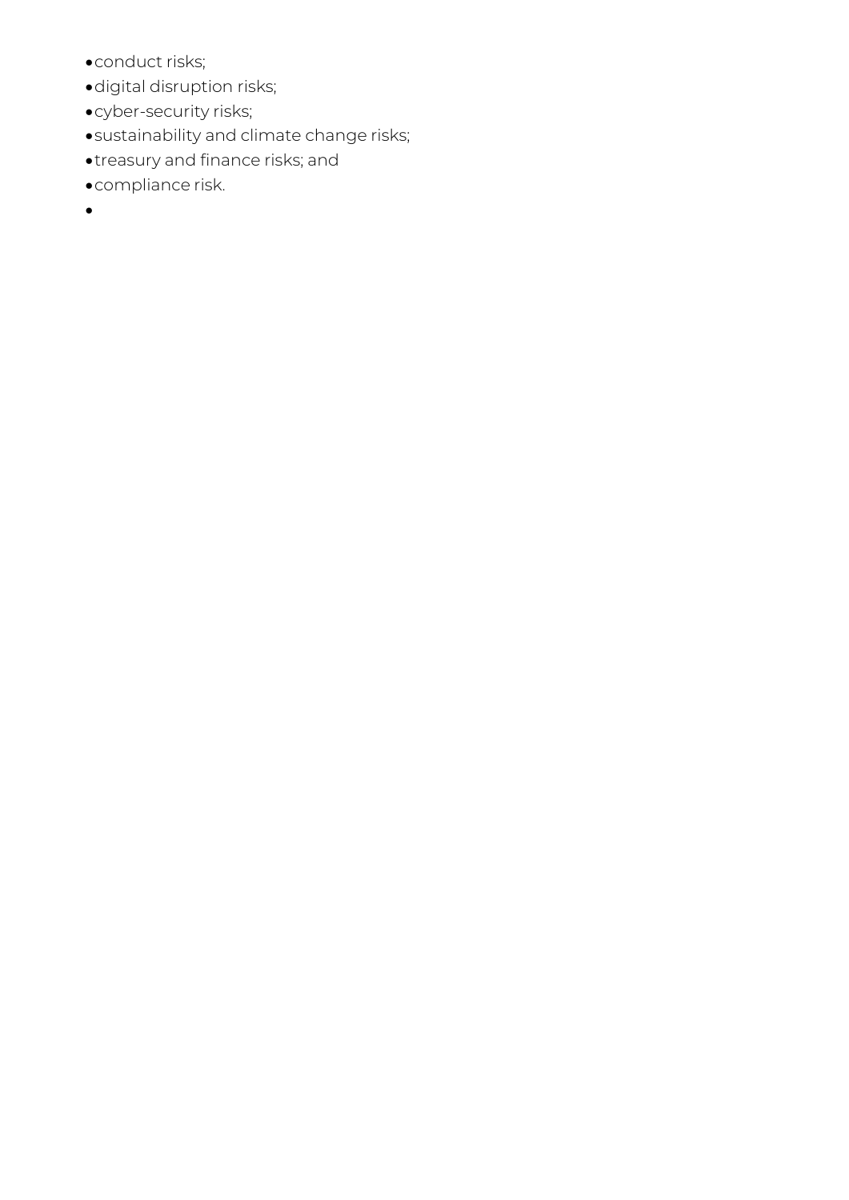- conduct risks;
- digital disruption risks;
- cyber-security risks;
- sustainability and climate change risks;
- treasury and finance risks; and
- compliance risk.